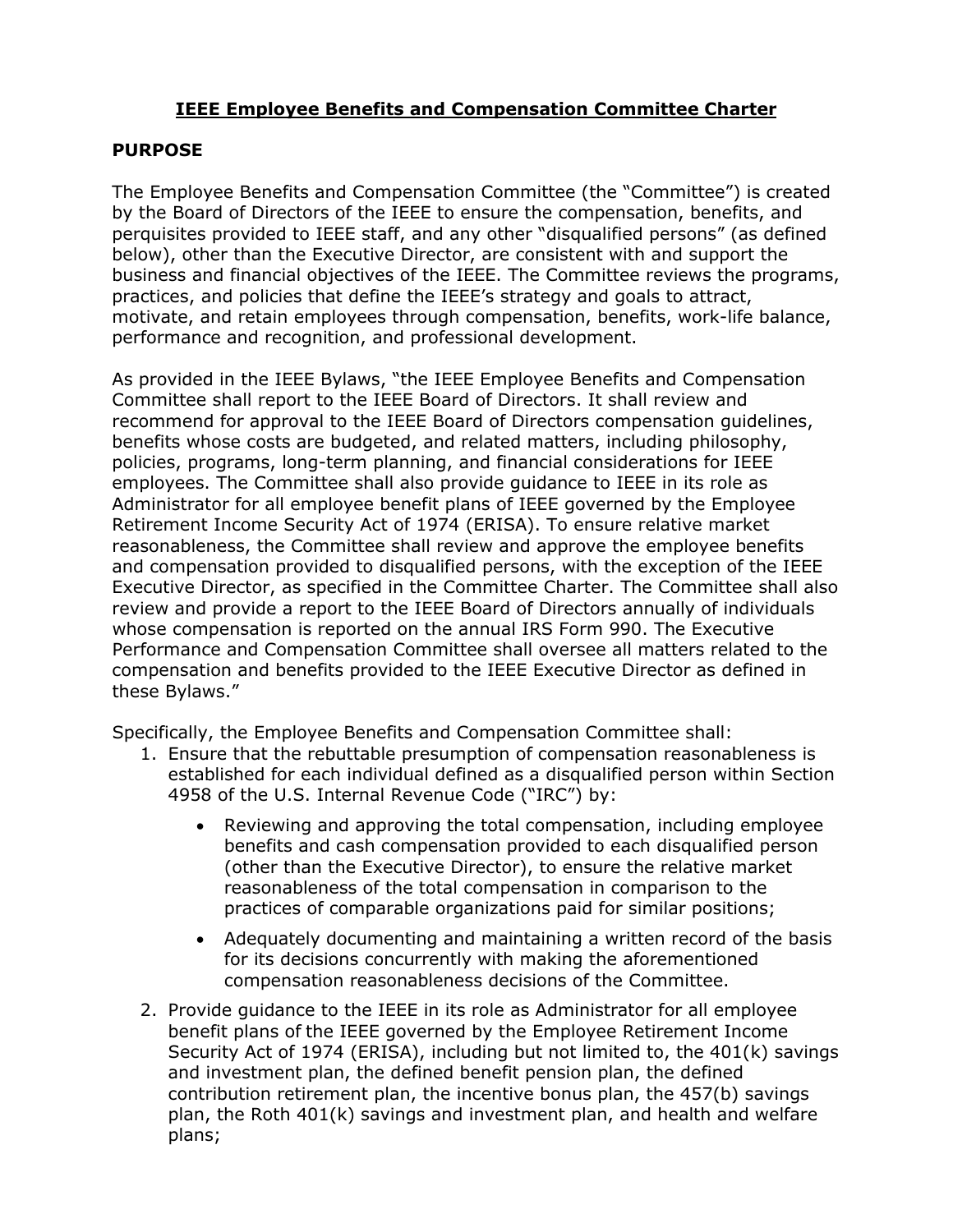# IEEE Employee Benefits and Compensation Committee Charter

## PURPOSE

The Employee Benefits and Compensation Committee (the "Committee") is created by the Board of Directors of the IEEE to ensure the compensation, benefits, and perquisites provided to IEEE staff, and any other "disqualified persons" (as defined below), other than the Executive Director, are consistent with and support the business and financial objectives of the IEEE. The Committee reviews the programs, practices, and policies that define the IEEE's strategy and goals to attract, motivate, and retain employees through compensation, benefits, work-life balance, performance and recognition, and professional development.

As provided in the IEEE Bylaws, "the IEEE Employee Benefits and Compensation Committee shall report to the IEEE Board of Directors. It shall review and recommend for approval to the IEEE Board of Directors compensation guidelines, benefits whose costs are budgeted, and related matters, including philosophy, policies, programs, long-term planning, and financial considerations for IEEE employees. The Committee shall also provide guidance to IEEE in its role as Administrator for all employee benefit plans of IEEE governed by the Employee Retirement Income Security Act of 1974 (ERISA). To ensure relative market reasonableness, the Committee shall review and approve the employee benefits and compensation provided to disqualified persons, with the exception of the IEEE Executive Director, as specified in the Committee Charter. The Committee shall also review and provide a report to the IEEE Board of Directors annually of individuals whose compensation is reported on the annual IRS Form 990. The Executive Performance and Compensation Committee shall oversee all matters related to the compensation and benefits provided to the IEEE Executive Director as defined in these Bylaws."

Specifically, the Employee Benefits and Compensation Committee shall:

1. Ensure that the rebuttable presumption of compensation reasonableness is established for each individual defined as a disqualified person within Section 4958 of the U.S. Internal Revenue Code ("IRC") by:
   - Reviewing and approving the total compensation, including employee benefits and cash compensation provided to each disqualified person (other than the Executive Director), to ensure the relative market reasonableness of the total compensation in comparison to the practices of comparable organizations paid for similar positions;
   - Adequately documenting and maintaining a written record of the basis for its decisions concurrently with making the aforementioned compensation reasonableness decisions of the Committee.
2. Provide guidance to the IEEE in its role as Administrator for all employee benefit plans of the IEEE governed by the Employee Retirement Income Security Act of 1974 (ERISA), including but not limited to, the 401(k) savings and investment plan, the defined benefit pension plan, the defined contribution retirement plan, the incentive bonus plan, the 457(b) savings plan, the Roth 401(k) savings and investment plan, and health and welfare plans;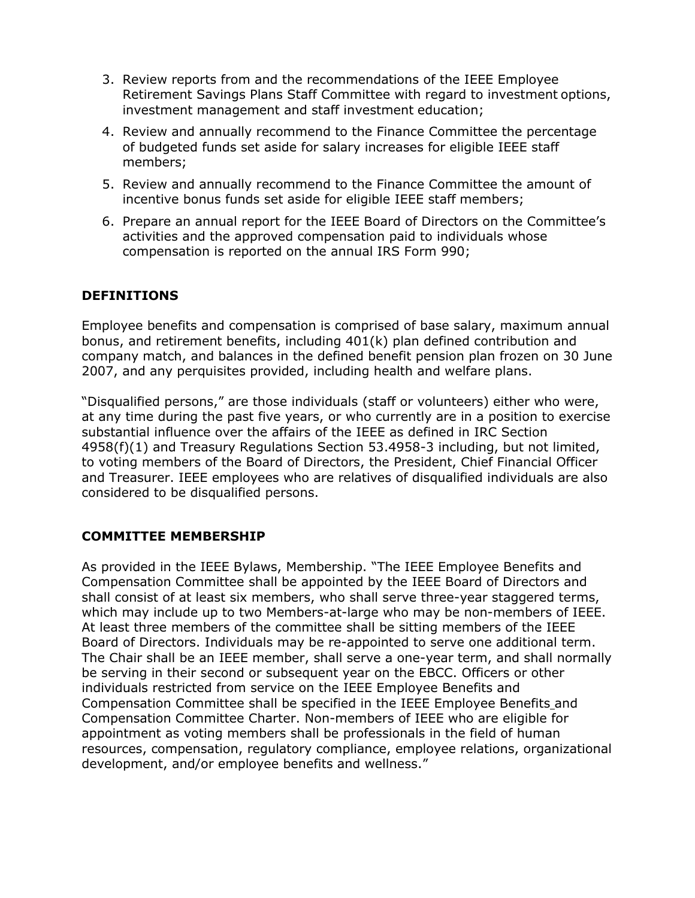3. Review reports from and the recommendations of the IEEE Employee Retirement Savings Plans Staff Committee with regard to investment options, investment management and staff investment education;
4. Review and annually recommend to the Finance Committee the percentage of budgeted funds set aside for salary increases for eligible IEEE staff members;
5. Review and annually recommend to the Finance Committee the amount of incentive bonus funds set aside for eligible IEEE staff members;
6. Prepare an annual report for the IEEE Board of Directors on the Committee's activities and the approved compensation paid to individuals whose compensation is reported on the annual IRS Form 990;

## DEFINITIONS

Employee benefits and compensation is comprised of base salary, maximum annual bonus, and retirement benefits, including 401(k) plan defined contribution and company match, and balances in the defined benefit pension plan frozen on 30 June 2007, and any perquisites provided, including health and welfare plans.

"Disqualified persons," are those individuals (staff or volunteers) either who were, at any time during the past five years, or who currently are in a position to exercise substantial influence over the affairs of the IEEE as defined in IRC Section 4958(f)(1) and Treasury Regulations Section 53.4958-3 including, but not limited, to voting members of the Board of Directors, the President, Chief Financial Officer and Treasurer. IEEE employees who are relatives of disqualified individuals are also considered to be disqualified persons.

## COMMITTEE MEMBERSHIP

As provided in the IEEE Bylaws, Membership. "The IEEE Employee Benefits and Compensation Committee shall be appointed by the IEEE Board of Directors and shall consist of at least six members, who shall serve three-year staggered terms, which may include up to two Members-at-large who may be non-members of IEEE. At least three members of the committee shall be sitting members of the IEEE Board of Directors. Individuals may be re-appointed to serve one additional term. The Chair shall be an IEEE member, shall serve a one-year term, and shall normally be serving in their second or subsequent year on the EBCC. Officers or other individuals restricted from service on the IEEE Employee Benefits and Compensation Committee shall be specified in the IEEE Employee Benefits and Compensation Committee Charter. Non-members of IEEE who are eligible for appointment as voting members shall be professionals in the field of human resources, compensation, regulatory compliance, employee relations, organizational development, and/or employee benefits and wellness."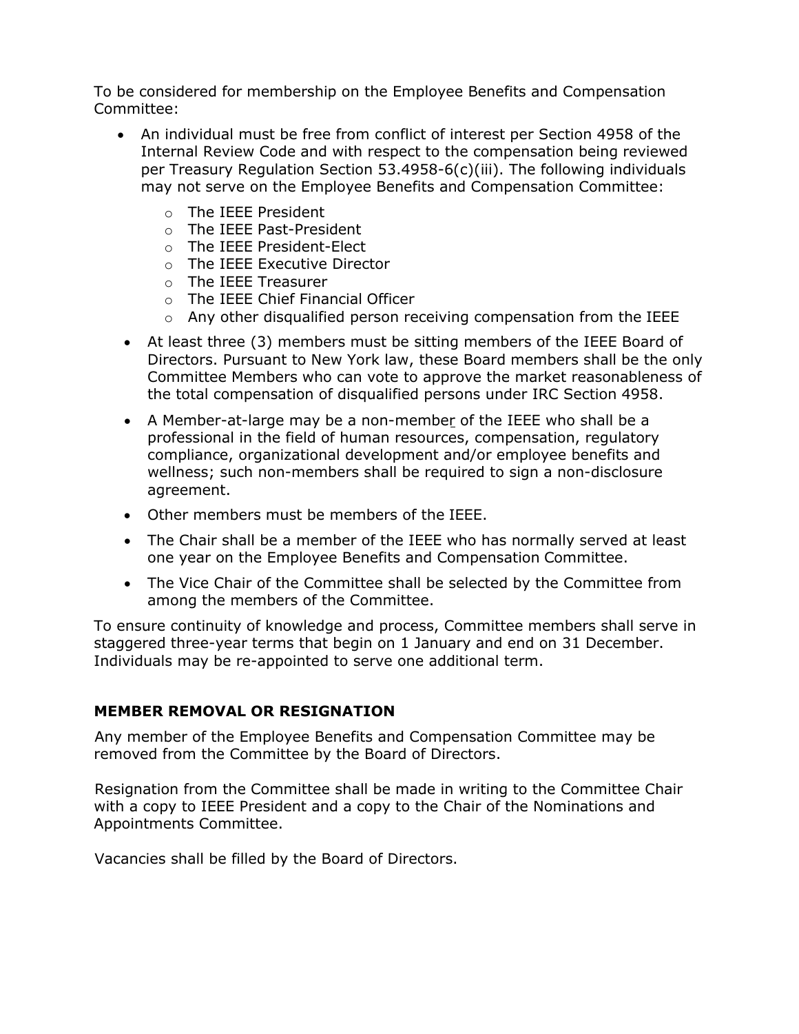To be considered for membership on the Employee Benefits and Compensation Committee:

- An individual must be free from conflict of interest per Section 4958 of the Internal Review Code and with respect to the compensation being reviewed per Treasury Regulation Section 53.4958-6(c)(iii). The following individuals may not serve on the Employee Benefits and Compensation Committee:
  - The IEEE President
  - The IEEE Past-President
  - The IEEE President-Elect
  - The IEEE Executive Director
  - The IEEE Treasurer
  - The IEEE Chief Financial Officer
  - Any other disqualified person receiving compensation from the IEEE
- At least three (3) members must be sitting members of the IEEE Board of Directors. Pursuant to New York law, these Board members shall be the only Committee Members who can vote to approve the market reasonableness of the total compensation of disqualified persons under IRC Section 4958.
- A Member-at-large may be a non-member of the IEEE who shall be a professional in the field of human resources, compensation, regulatory compliance, organizational development and/or employee benefits and wellness; such non-members shall be required to sign a non-disclosure agreement.
- Other members must be members of the IEEE.
- The Chair shall be a member of the IEEE who has normally served at least one year on the Employee Benefits and Compensation Committee.
- The Vice Chair of the Committee shall be selected by the Committee from among the members of the Committee.

To ensure continuity of knowledge and process, Committee members shall serve in staggered three-year terms that begin on 1 January and end on 31 December. Individuals may be re-appointed to serve one additional term.

## MEMBER REMOVAL OR RESIGNATION

Any member of the Employee Benefits and Compensation Committee may be removed from the Committee by the Board of Directors.

Resignation from the Committee shall be made in writing to the Committee Chair with a copy to IEEE President and a copy to the Chair of the Nominations and Appointments Committee.

Vacancies shall be filled by the Board of Directors.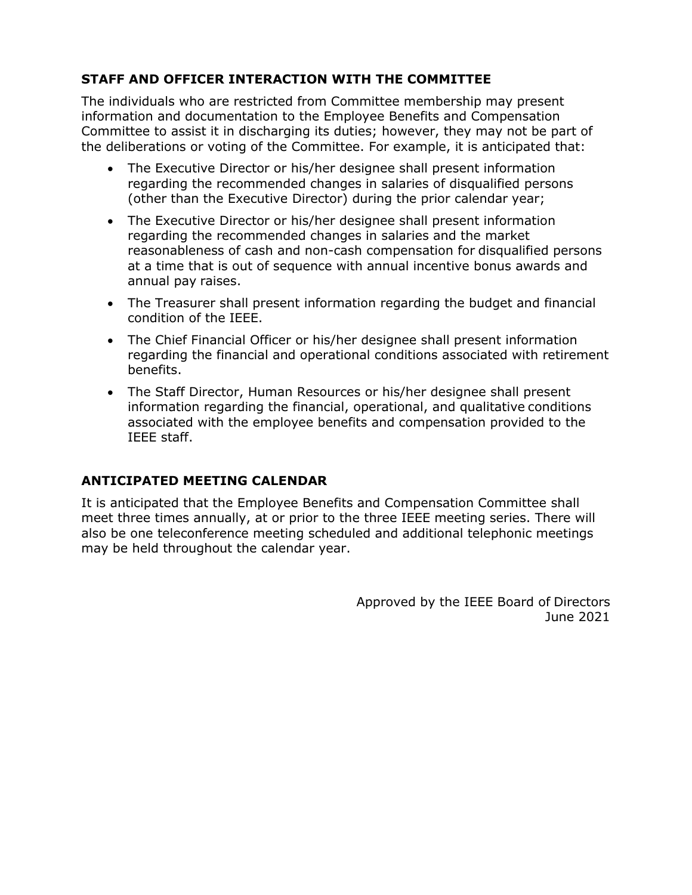## STAFF AND OFFICER INTERACTION WITH THE COMMITTEE

The individuals who are restricted from Committee membership may present information and documentation to the Employee Benefits and Compensation Committee to assist it in discharging its duties; however, they may not be part of the deliberations or voting of the Committee. For example, it is anticipated that:

- The Executive Director or his/her designee shall present information regarding the recommended changes in salaries of disqualified persons (other than the Executive Director) during the prior calendar year;
- The Executive Director or his/her designee shall present information regarding the recommended changes in salaries and the market reasonableness of cash and non-cash compensation for disqualified persons at a time that is out of sequence with annual incentive bonus awards and annual pay raises.
- The Treasurer shall present information regarding the budget and financial condition of the IEEE.
- The Chief Financial Officer or his/her designee shall present information regarding the financial and operational conditions associated with retirement benefits.
- The Staff Director, Human Resources or his/her designee shall present information regarding the financial, operational, and qualitative conditions associated with the employee benefits and compensation provided to the IEEE staff.

## ANTICIPATED MEETING CALENDAR

It is anticipated that the Employee Benefits and Compensation Committee shall meet three times annually, at or prior to the three IEEE meeting series. There will also be one teleconference meeting scheduled and additional telephonic meetings may be held throughout the calendar year.

Approved by the IEEE Board of Directors
June 2021